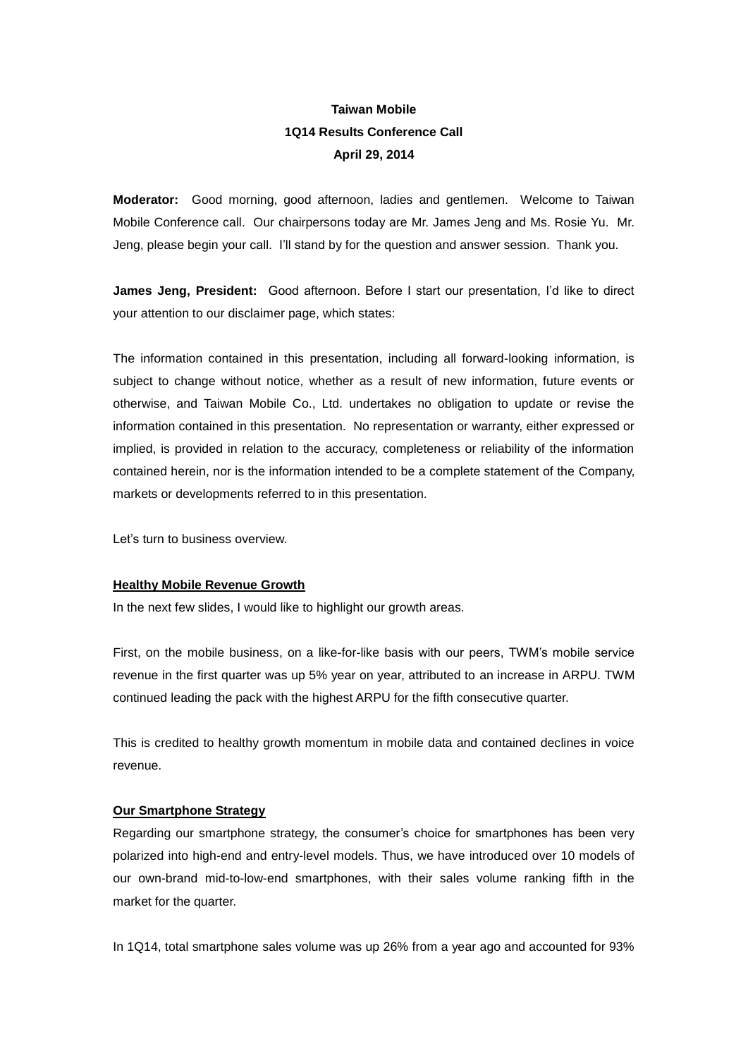**Taiwan Mobile**

**1Q14 Results Conference Call**

**April 29, 2014**

**Moderator:** Good morning, good afternoon, ladies and gentlemen. Welcome to Taiwan Mobile Conference call. Our chairpersons today are Mr. James Jeng and Ms. Rosie Yu. Mr. Jeng, please begin your call. I'll stand by for the question and answer session. Thank you.

**James Jeng, President:** Good afternoon. Before I start our presentation, I'd like to direct your attention to our disclaimer page, which states:

The information contained in this presentation, including all forward-looking information, is subject to change without notice, whether as a result of new information, future events or otherwise, and Taiwan Mobile Co., Ltd. undertakes no obligation to update or revise the information contained in this presentation. No representation or warranty, either expressed or implied, is provided in relation to the accuracy, completeness or reliability of the information contained herein, nor is the information intended to be a complete statement of the Company, markets or developments referred to in this presentation.

Let's turn to business overview.

**Healthy Mobile Revenue Growth**

In the next few slides, I would like to highlight our growth areas.

First, on the mobile business, on a like-for-like basis with our peers, TWM's mobile service revenue in the first quarter was up 5% year on year, attributed to an increase in ARPU. TWM continued leading the pack with the highest ARPU for the fifth consecutive quarter.

This is credited to healthy growth momentum in mobile data and contained declines in voice revenue.

**Our Smartphone Strategy**

Regarding our smartphone strategy, the consumer's choice for smartphones has been very polarized into high-end and entry-level models. Thus, we have introduced over 10 models of our own-brand mid-to-low-end smartphones, with their sales volume ranking fifth in the market for the quarter.

In 1Q14, total smartphone sales volume was up 26% from a year ago and accounted for 93%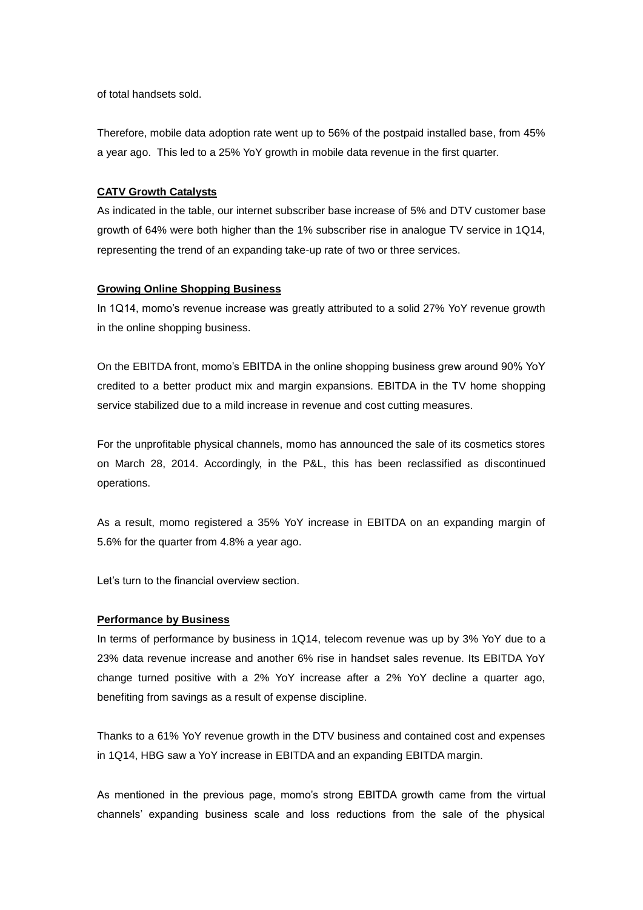of total handsets sold.

Therefore, mobile data adoption rate went up to 56% of the postpaid installed base, from 45% a year ago. This led to a 25% YoY growth in mobile data revenue in the first quarter.

**CATV Growth Catalysts**

As indicated in the table, our internet subscriber base increase of 5% and DTV customer base growth of 64% were both higher than the 1% subscriber rise in analogue TV service in 1Q14, representing the trend of an expanding take-up rate of two or three services.

**Growing Online Shopping Business**

In 1Q14, momo's revenue increase was greatly attributed to a solid 27% YoY revenue growth in the online shopping business.

On the EBITDA front, momo's EBITDA in the online shopping business grew around 90% YoY credited to a better product mix and margin expansions. EBITDA in the TV home shopping service stabilized due to a mild increase in revenue and cost cutting measures.

For the unprofitable physical channels, momo has announced the sale of its cosmetics stores on March 28, 2014. Accordingly, in the P&L, this has been reclassified as discontinued operations.

As a result, momo registered a 35% YoY increase in EBITDA on an expanding margin of 5.6% for the quarter from 4.8% a year ago.

Let's turn to the financial overview section.

**Performance by Business**

In terms of performance by business in 1Q14, telecom revenue was up by 3% YoY due to a 23% data revenue increase and another 6% rise in handset sales revenue. Its EBITDA YoY change turned positive with a 2% YoY increase after a 2% YoY decline a quarter ago, benefiting from savings as a result of expense discipline.

Thanks to a 61% YoY revenue growth in the DTV business and contained cost and expenses in 1Q14, HBG saw a YoY increase in EBITDA and an expanding EBITDA margin.

As mentioned in the previous page, momo's strong EBITDA growth came from the virtual channels' expanding business scale and loss reductions from the sale of the physical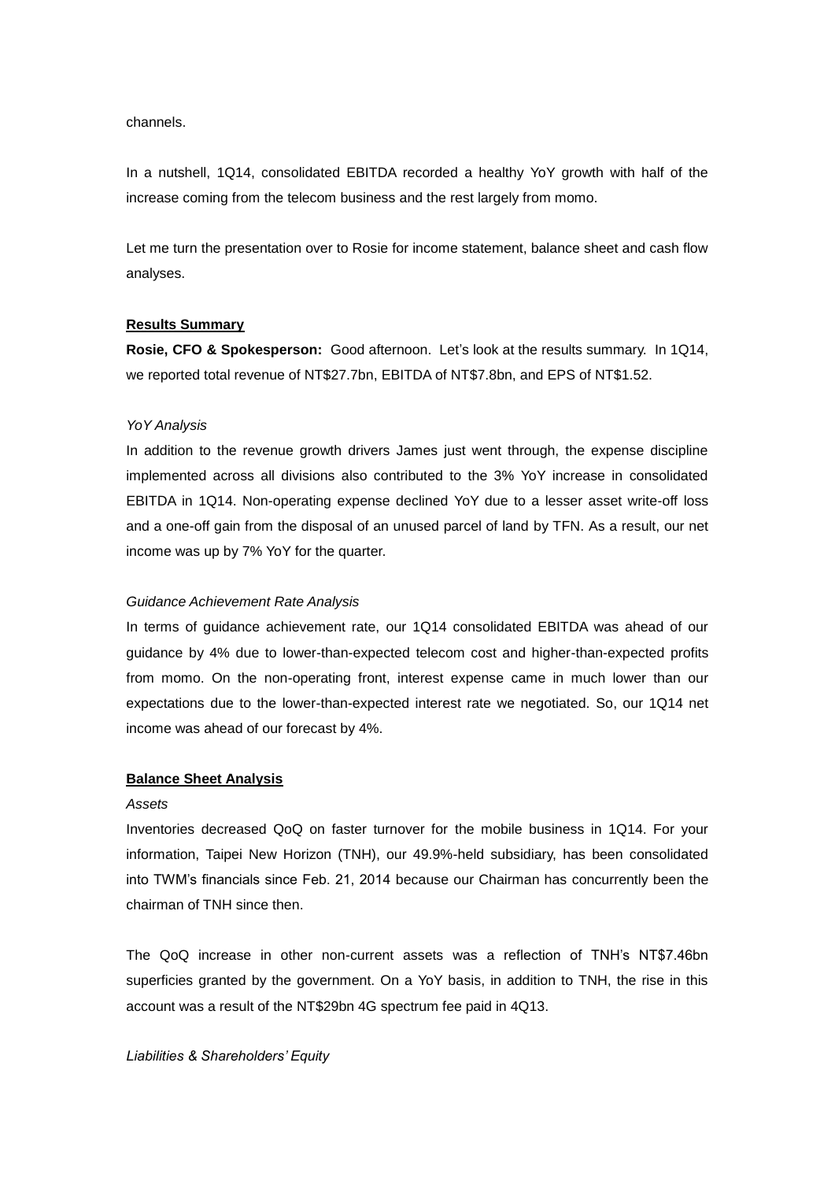channels.

In a nutshell, 1Q14, consolidated EBITDA recorded a healthy YoY growth with half of the increase coming from the telecom business and the rest largely from momo.

Let me turn the presentation over to Rosie for income statement, balance sheet and cash flow analyses.

**Results Summary**

**Rosie, CFO & Spokesperson:** Good afternoon. Let's look at the results summary. In 1Q14, we reported total revenue of NT$27.7bn, EBITDA of NT$7.8bn, and EPS of NT$1.52.

*YoY Analysis*

In addition to the revenue growth drivers James just went through, the expense discipline implemented across all divisions also contributed to the 3% YoY increase in consolidated EBITDA in 1Q14. Non-operating expense declined YoY due to a lesser asset write-off loss and a one-off gain from the disposal of an unused parcel of land by TFN. As a result, our net income was up by 7% YoY for the quarter.

*Guidance Achievement Rate Analysis*

In terms of guidance achievement rate, our 1Q14 consolidated EBITDA was ahead of our guidance by 4% due to lower-than-expected telecom cost and higher-than-expected profits from momo. On the non-operating front, interest expense came in much lower than our expectations due to the lower-than-expected interest rate we negotiated. So, our 1Q14 net income was ahead of our forecast by 4%.

**Balance Sheet Analysis**

*Assets*

Inventories decreased QoQ on faster turnover for the mobile business in 1Q14. For your information, Taipei New Horizon (TNH), our 49.9%-held subsidiary, has been consolidated into TWM's financials since Feb. 21, 2014 because our Chairman has concurrently been the chairman of TNH since then.

The QoQ increase in other non-current assets was a reflection of TNH's NT$7.46bn superficies granted by the government. On a YoY basis, in addition to TNH, the rise in this account was a result of the NT$29bn 4G spectrum fee paid in 4Q13.

*Liabilities & Shareholders' Equity*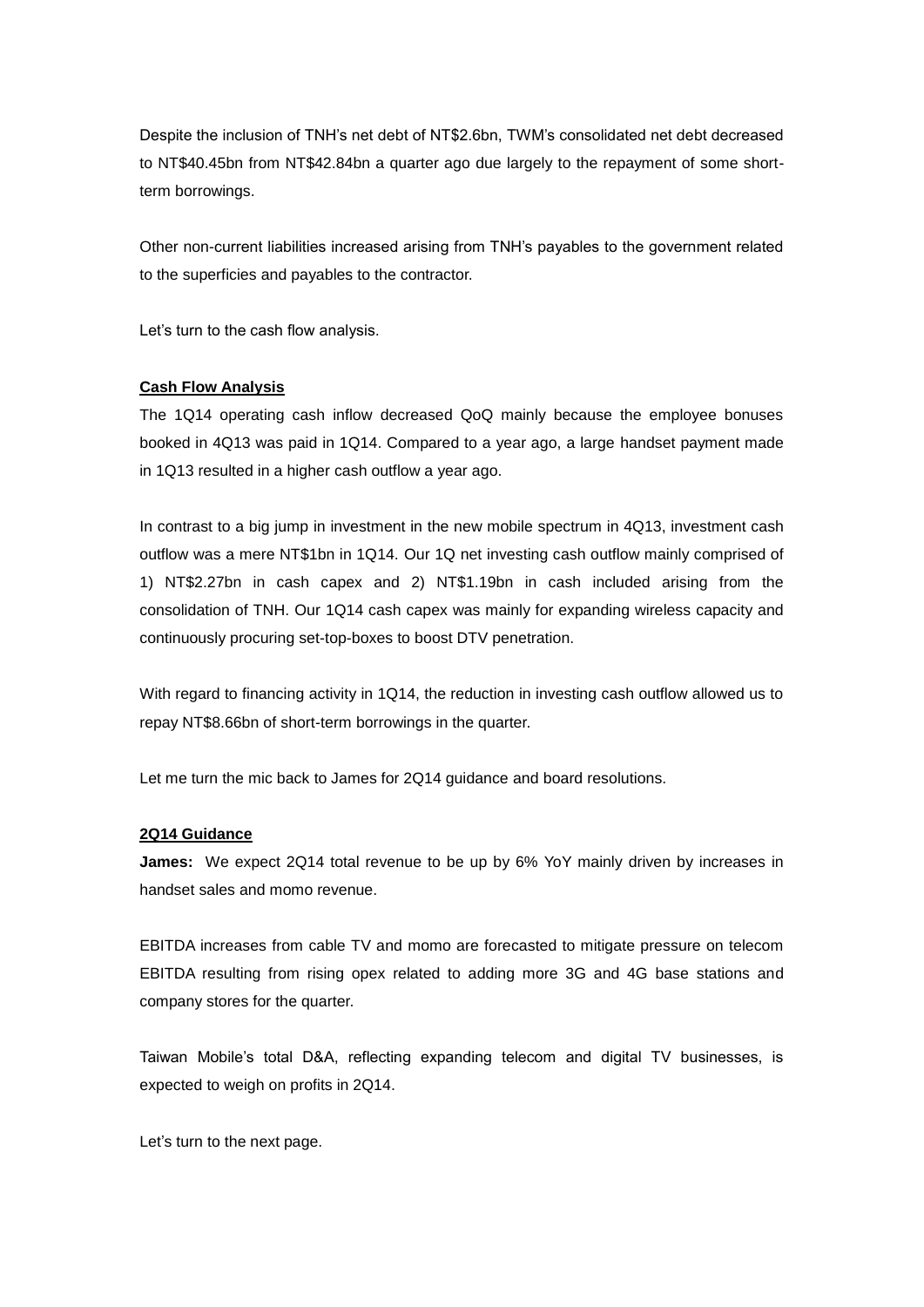Despite the inclusion of TNH's net debt of NT$2.6bn, TWM's consolidated net debt decreased to NT$40.45bn from NT$42.84bn a quarter ago due largely to the repayment of some short-term borrowings.

Other non-current liabilities increased arising from TNH's payables to the government related to the superficies and payables to the contractor.

Let's turn to the cash flow analysis.

**Cash Flow Analysis**

The 1Q14 operating cash inflow decreased QoQ mainly because the employee bonuses booked in 4Q13 was paid in 1Q14. Compared to a year ago, a large handset payment made in 1Q13 resulted in a higher cash outflow a year ago.

In contrast to a big jump in investment in the new mobile spectrum in 4Q13, investment cash outflow was a mere NT$1bn in 1Q14. Our 1Q net investing cash outflow mainly comprised of 1) NT$2.27bn in cash capex and 2) NT$1.19bn in cash included arising from the consolidation of TNH. Our 1Q14 cash capex was mainly for expanding wireless capacity and continuously procuring set-top-boxes to boost DTV penetration.

With regard to financing activity in 1Q14, the reduction in investing cash outflow allowed us to repay NT$8.66bn of short-term borrowings in the quarter.

Let me turn the mic back to James for 2Q14 guidance and board resolutions.

**2Q14 Guidance**

**James:** We expect 2Q14 total revenue to be up by 6% YoY mainly driven by increases in handset sales and momo revenue.

EBITDA increases from cable TV and momo are forecasted to mitigate pressure on telecom EBITDA resulting from rising opex related to adding more 3G and 4G base stations and company stores for the quarter.

Taiwan Mobile's total D&A, reflecting expanding telecom and digital TV businesses, is expected to weigh on profits in 2Q14.

Let's turn to the next page.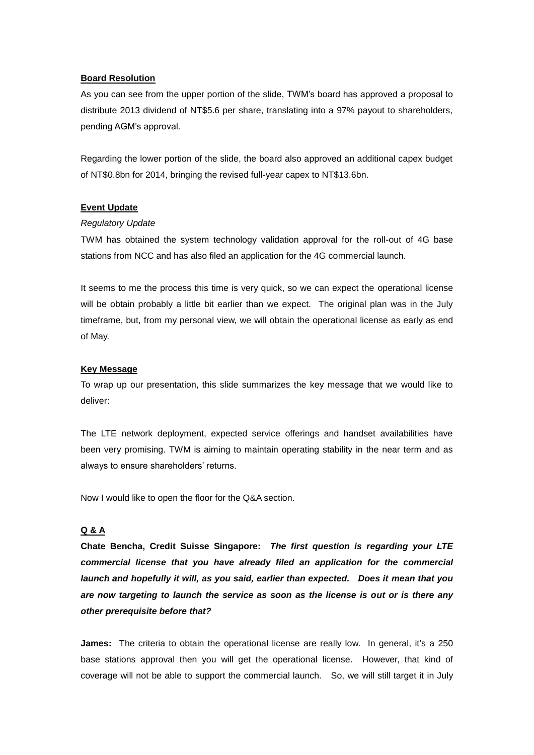**Board Resolution**

As you can see from the upper portion of the slide, TWM's board has approved a proposal to distribute 2013 dividend of NT$5.6 per share, translating into a 97% payout to shareholders, pending AGM's approval.

Regarding the lower portion of the slide, the board also approved an additional capex budget of NT$0.8bn for 2014, bringing the revised full-year capex to NT$13.6bn.

**Event Update**

*Regulatory Update*

TWM has obtained the system technology validation approval for the roll-out of 4G base stations from NCC and has also filed an application for the 4G commercial launch.

It seems to me the process this time is very quick, so we can expect the operational license will be obtain probably a little bit earlier than we expect. The original plan was in the July timeframe, but, from my personal view, we will obtain the operational license as early as end of May.

**Key Message**

To wrap up our presentation, this slide summarizes the key message that we would like to deliver:

The LTE network deployment, expected service offerings and handset availabilities have been very promising. TWM is aiming to maintain operating stability in the near term and as always to ensure shareholders' returns.

Now I would like to open the floor for the Q&A section.

**Q & A**

**Chate Bencha, Credit Suisse Singapore:** ***The first question is regarding your LTE commercial license that you have already filed an application for the commercial launch and hopefully it will, as you said, earlier than expected. Does it mean that you are now targeting to launch the service as soon as the license is out or is there any other prerequisite before that?***

**James:** The criteria to obtain the operational license are really low. In general, it's a 250 base stations approval then you will get the operational license. However, that kind of coverage will not be able to support the commercial launch. So, we will still target it in July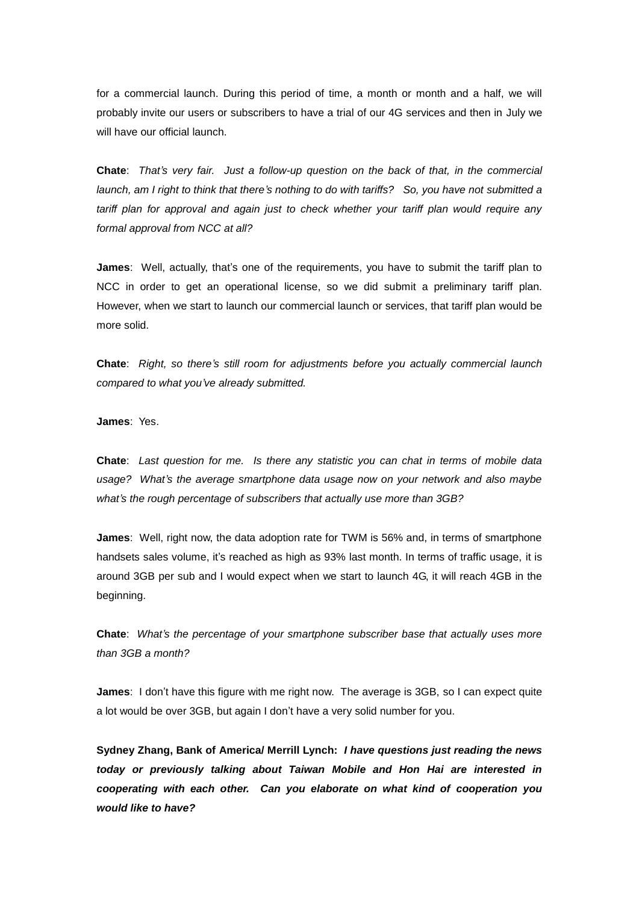for a commercial launch. During this period of time, a month or month and a half, we will probably invite our users or subscribers to have a trial of our 4G services and then in July we will have our official launch.

**Chate**: *That's very fair. Just a follow-up question on the back of that, in the commercial launch, am I right to think that there's nothing to do with tariffs? So, you have not submitted a tariff plan for approval and again just to check whether your tariff plan would require any formal approval from NCC at all?*

**James**: Well, actually, that's one of the requirements, you have to submit the tariff plan to NCC in order to get an operational license, so we did submit a preliminary tariff plan. However, when we start to launch our commercial launch or services, that tariff plan would be more solid.

**Chate**: *Right, so there's still room for adjustments before you actually commercial launch compared to what you've already submitted.*

**James**: Yes.

**Chate**: *Last question for me. Is there any statistic you can chat in terms of mobile data usage? What's the average smartphone data usage now on your network and also maybe what's the rough percentage of subscribers that actually use more than 3GB?*

**James**: Well, right now, the data adoption rate for TWM is 56% and, in terms of smartphone handsets sales volume, it's reached as high as 93% last month. In terms of traffic usage, it is around 3GB per sub and I would expect when we start to launch 4G, it will reach 4GB in the beginning.

**Chate**: *What's the percentage of your smartphone subscriber base that actually uses more than 3GB a month?*

**James**: I don't have this figure with me right now. The average is 3GB, so I can expect quite a lot would be over 3GB, but again I don't have a very solid number for you.

**Sydney Zhang, Bank of America/ Merrill Lynch:** ***I have questions just reading the news today or previously talking about Taiwan Mobile and Hon Hai are interested in cooperating with each other. Can you elaborate on what kind of cooperation you would like to have?***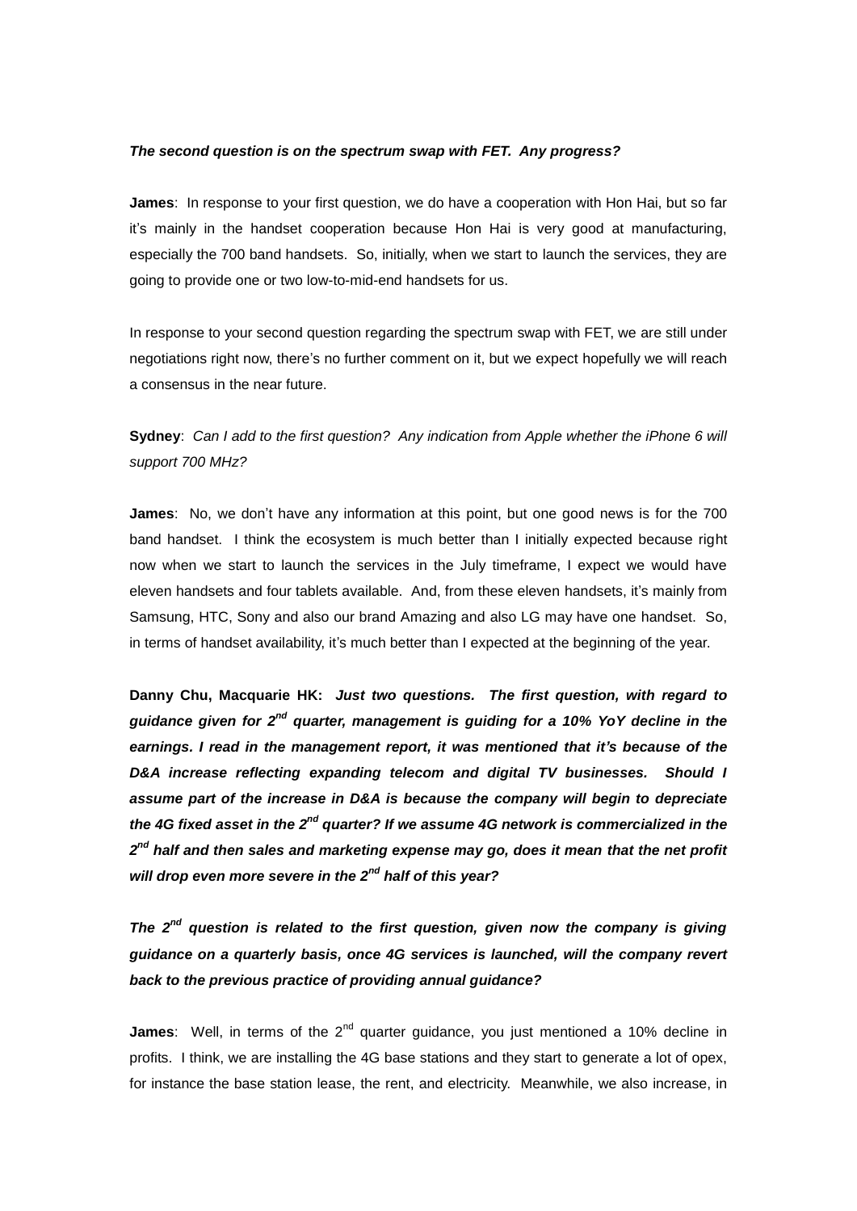***The second question is on the spectrum swap with FET. Any progress?***

**James**: In response to your first question, we do have a cooperation with Hon Hai, but so far it's mainly in the handset cooperation because Hon Hai is very good at manufacturing, especially the 700 band handsets. So, initially, when we start to launch the services, they are going to provide one or two low-to-mid-end handsets for us.

In response to your second question regarding the spectrum swap with FET, we are still under negotiations right now, there's no further comment on it, but we expect hopefully we will reach a consensus in the near future.

**Sydney**: *Can I add to the first question? Any indication from Apple whether the iPhone 6 will support 700 MHz?*

**James**: No, we don't have any information at this point, but one good news is for the 700 band handset. I think the ecosystem is much better than I initially expected because right now when we start to launch the services in the July timeframe, I expect we would have eleven handsets and four tablets available. And, from these eleven handsets, it's mainly from Samsung, HTC, Sony and also our brand Amazing and also LG may have one handset. So, in terms of handset availability, it's much better than I expected at the beginning of the year.

**Danny Chu, Macquarie HK:** ***Just two questions. The first question, with regard to guidance given for 2nd quarter, management is guiding for a 10% YoY decline in the earnings. I read in the management report, it was mentioned that it's because of the D&A increase reflecting expanding telecom and digital TV businesses. Should I assume part of the increase in D&A is because the company will begin to depreciate the 4G fixed asset in the 2nd quarter? If we assume 4G network is commercialized in the 2nd half and then sales and marketing expense may go, does it mean that the net profit will drop even more severe in the 2nd half of this year?***

***The 2nd question is related to the first question, given now the company is giving guidance on a quarterly basis, once 4G services is launched, will the company revert back to the previous practice of providing annual guidance?***

**James**: Well, in terms of the 2nd quarter guidance, you just mentioned a 10% decline in profits. I think, we are installing the 4G base stations and they start to generate a lot of opex, for instance the base station lease, the rent, and electricity. Meanwhile, we also increase, in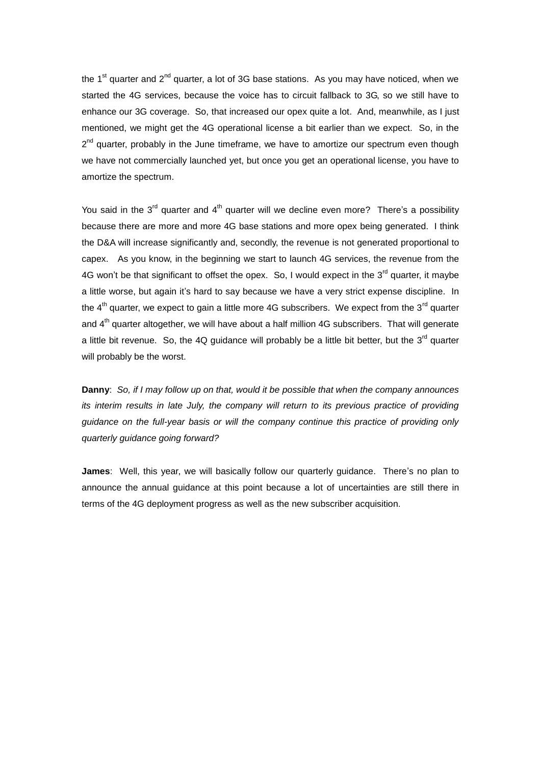the 1st quarter and 2nd quarter, a lot of 3G base stations. As you may have noticed, when we started the 4G services, because the voice has to circuit fallback to 3G, so we still have to enhance our 3G coverage. So, that increased our opex quite a lot. And, meanwhile, as I just mentioned, we might get the 4G operational license a bit earlier than we expect. So, in the 2nd quarter, probably in the June timeframe, we have to amortize our spectrum even though we have not commercially launched yet, but once you get an operational license, you have to amortize the spectrum.

You said in the 3rd quarter and 4th quarter will we decline even more? There's a possibility because there are more and more 4G base stations and more opex being generated. I think the D&A will increase significantly and, secondly, the revenue is not generated proportional to capex. As you know, in the beginning we start to launch 4G services, the revenue from the 4G won't be that significant to offset the opex. So, I would expect in the 3rd quarter, it maybe a little worse, but again it's hard to say because we have a very strict expense discipline. In the 4th quarter, we expect to gain a little more 4G subscribers. We expect from the 3rd quarter and 4th quarter altogether, we will have about a half million 4G subscribers. That will generate a little bit revenue. So, the 4Q guidance will probably be a little bit better, but the 3rd quarter will probably be the worst.

**Danny**: *So, if I may follow up on that, would it be possible that when the company announces its interim results in late July, the company will return to its previous practice of providing guidance on the full-year basis or will the company continue this practice of providing only quarterly guidance going forward?*

**James**: Well, this year, we will basically follow our quarterly guidance. There's no plan to announce the annual guidance at this point because a lot of uncertainties are still there in terms of the 4G deployment progress as well as the new subscriber acquisition.